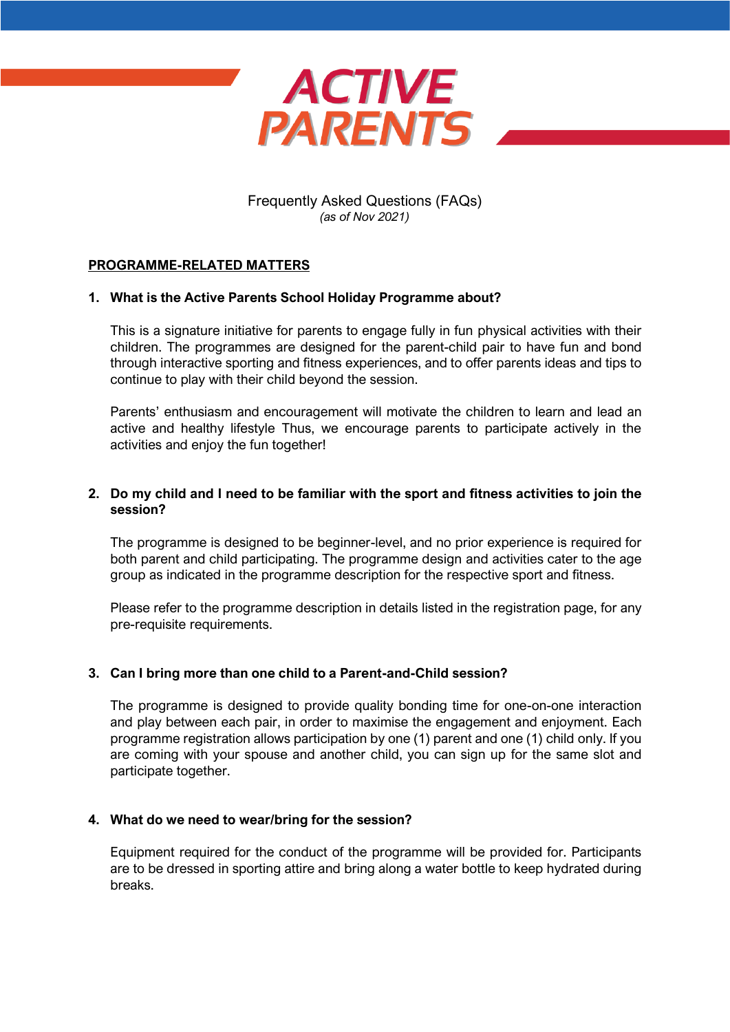# ACTIVE PARENTS

Frequently Asked Questions (FAQs)
*(as of Nov 2021)*

## PROGRAMME-RELATED MATTERS

**1. What is the Active Parents School Holiday Programme about?**

This is a signature initiative for parents to engage fully in fun physical activities with their children. The programmes are designed for the parent-child pair to have fun and bond through interactive sporting and fitness experiences, and to offer parents ideas and tips to continue to play with their child beyond the session.

Parents' enthusiasm and encouragement will motivate the children to learn and lead an active and healthy lifestyle Thus, we encourage parents to participate actively in the activities and enjoy the fun together!

**2. Do my child and I need to be familiar with the sport and fitness activities to join the session?**

The programme is designed to be beginner-level, and no prior experience is required for both parent and child participating. The programme design and activities cater to the age group as indicated in the programme description for the respective sport and fitness.

Please refer to the programme description in details listed in the registration page, for any pre-requisite requirements.

**3. Can I bring more than one child to a Parent-and-Child session?**

The programme is designed to provide quality bonding time for one-on-one interaction and play between each pair, in order to maximise the engagement and enjoyment. Each programme registration allows participation by one (1) parent and one (1) child only. If you are coming with your spouse and another child, you can sign up for the same slot and participate together.

**4. What do we need to wear/bring for the session?**

Equipment required for the conduct of the programme will be provided for. Participants are to be dressed in sporting attire and bring along a water bottle to keep hydrated during breaks.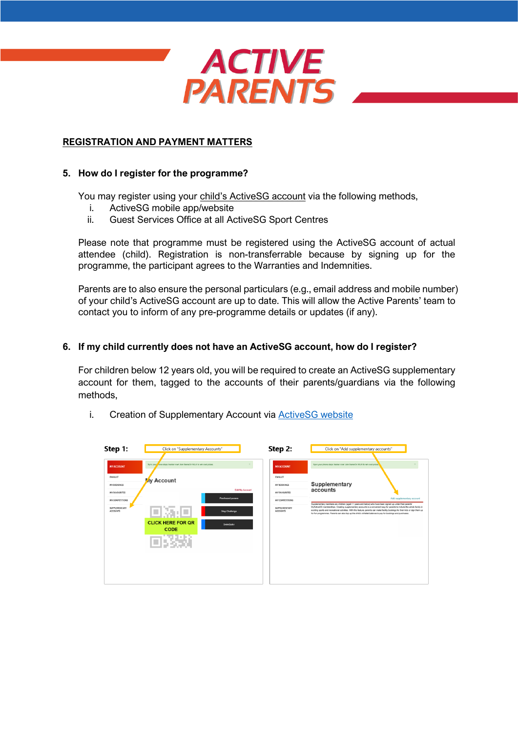# ACTIVE PARENTS

## REGISTRATION AND PAYMENT MATTERS

### 5. How do I register for the programme?

You may register using your child's ActiveSG account via the following methods,

i. ActiveSG mobile app/website
ii. Guest Services Office at all ActiveSG Sport Centres

Please note that programme must be registered using the ActiveSG account of actual attendee (child). Registration is non-transferrable because by signing up for the programme, the participant agrees to the Warranties and Indemnities.

Parents are to also ensure the personal particulars (e.g., email address and mobile number) of your child's ActiveSG account are up to date. This will allow the Active Parents' team to contact you to inform of any pre-programme details or updates (if any).

### 6. If my child currently does not have an ActiveSG account, how do I register?

For children below 12 years old, you will be required to create an ActiveSG supplementary account for them, tagged to the accounts of their parents/guardians via the following methods,

i. Creation of Supplementary Account via ActiveSG website

**Step 1:** Click on "Supplementary Accounts"

**Step 2:** Click on "Add supplementary accounts"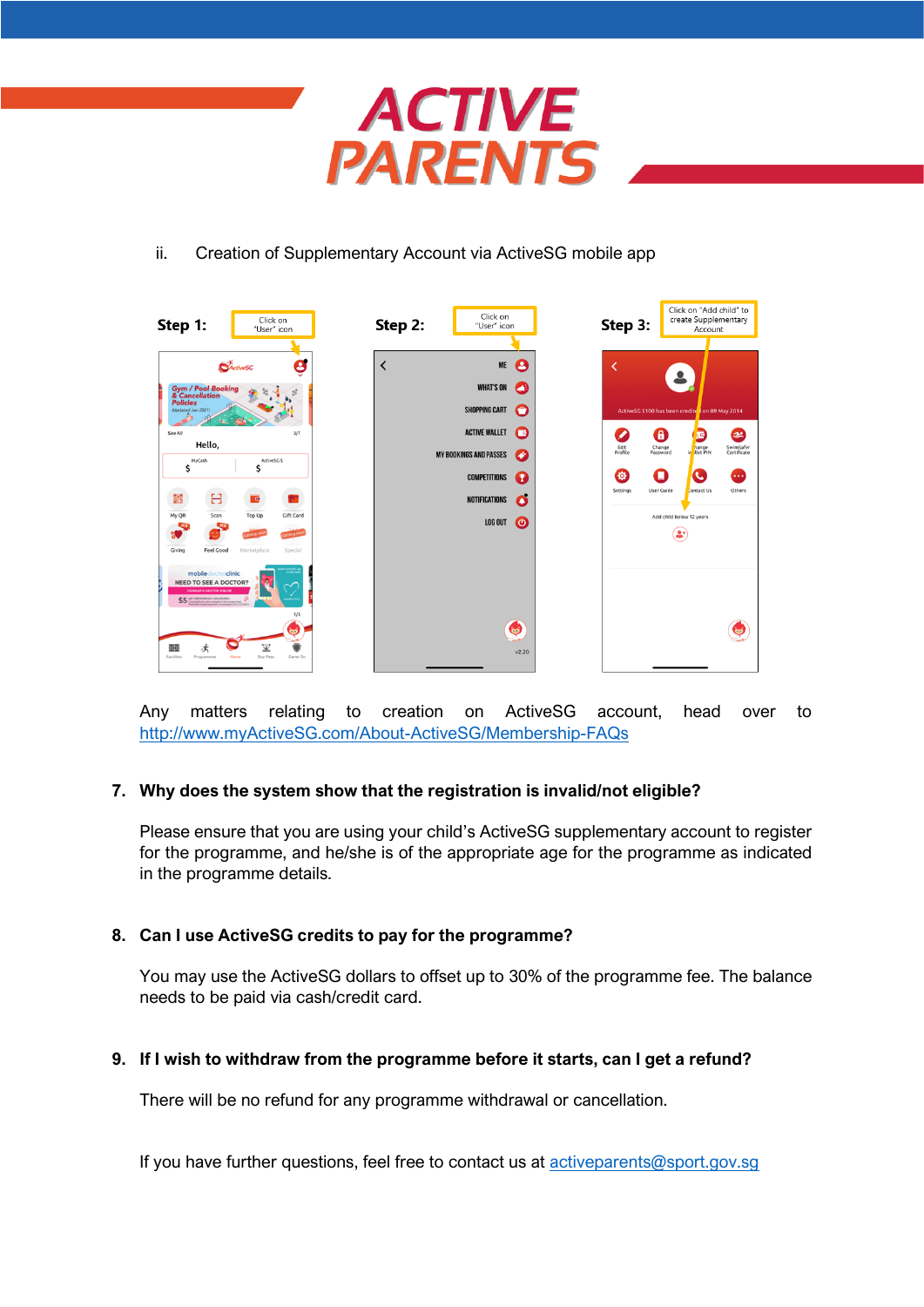ii. Creation of Supplementary Account via ActiveSG mobile app

**Step 1:** Click on "User" icon

**Step 2:** Click on "User" icon

**Step 3:** Click on "Add child" to create Supplementary Account

Any matters relating to creation on ActiveSG account, head over to http://www.myActiveSG.com/About-ActiveSG/Membership-FAQs

**7. Why does the system show that the registration is invalid/not eligible?**

Please ensure that you are using your child's ActiveSG supplementary account to register for the programme, and he/she is of the appropriate age for the programme as indicated in the programme details.

**8. Can I use ActiveSG credits to pay for the programme?**

You may use the ActiveSG dollars to offset up to 30% of the programme fee. The balance needs to be paid via cash/credit card.

**9. If I wish to withdraw from the programme before it starts, can I get a refund?**

There will be no refund for any programme withdrawal or cancellation.

If you have further questions, feel free to contact us at activeparents@sport.gov.sg